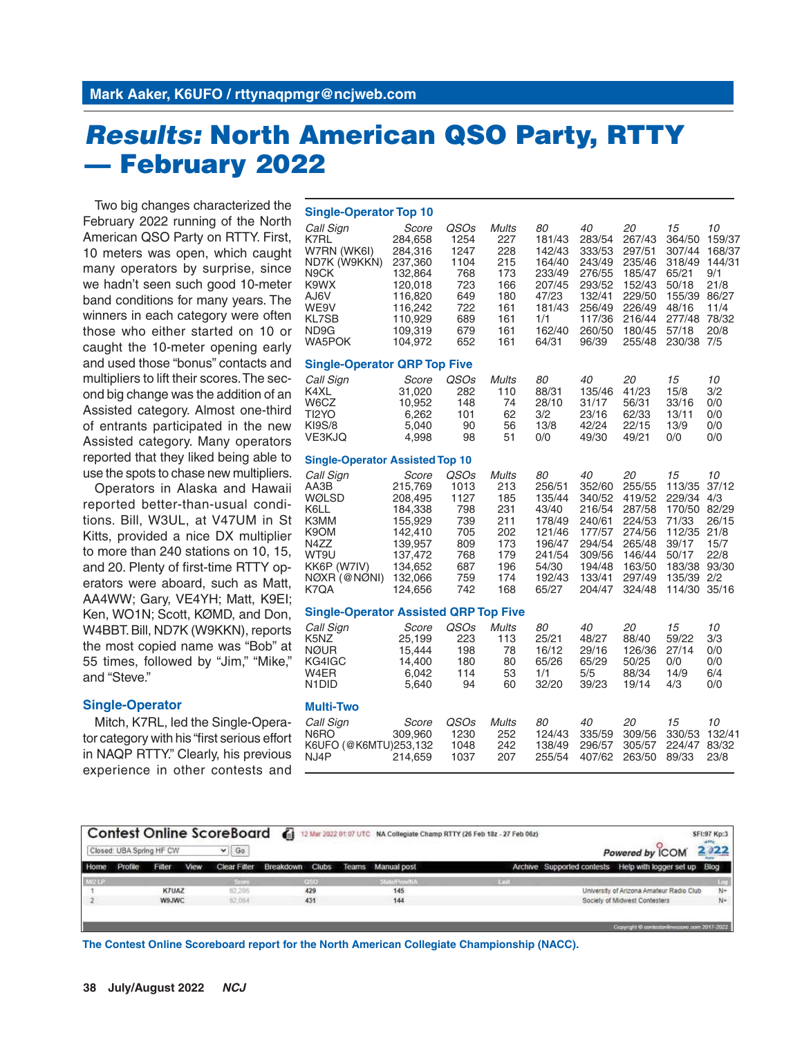Mark Aaker, K6UFO / rttynaqpmgr@ncjweb.com

# *Results:* North American QSO Party, RTTY — February 2022

Two big changes characterized the February 2022 running of the North American QSO Party on RTTY. First, 10 meters was open, which caught many operators by surprise, since we hadn't seen such good 10-meter band conditions for many years. The winners in each category were often those who either started on 10 or caught the 10-meter opening early and used those "bonus" contacts and multipliers to lift their scores. The second big change was the addition of an Assisted category. Almost one-third of entrants participated in the new Assisted category. Many operators reported that they liked being able to use the spots to chase new multipliers.

Operators in Alaska and Hawaii reported better-than-usual conditions. Bill, W3UL, at V47UM in St Kitts, provided a nice DX multiplier to more than 240 stations on 10, 15, and 20. Plenty of first-time RTTY operators were aboard, such as Matt, AA4WW; Gary, VE4YH; Matt, K9EI; Ken, WO1N; Scott, KØMD, and Don, W4BBT. Bill, ND7K (W9KKN), reports the most copied name was "Bob" at 55 times, followed by "Jim," "Mike," and "Steve."

### Single-Operator

Mitch, K7RL, led the Single-Operator category with his "first serious effort in NAQP RTTY." Clearly, his previous experience in other contests and

### Single-Operator Top 10

| Call Sign | Score | QSOs | Mults | 80 | 40 | 20 | 15 | 10 |
|---|---|---|---|---|---|---|---|---|
| K7RL | 284,658 | 1254 | 227 | 181/43 | 283/54 | 267/43 | 364/50 | 159/37 |
| W7RN (WK6I) | 284,316 | 1247 | 228 | 142/43 | 333/53 | 297/51 | 307/44 | 168/37 |
| ND7K (W9KKN) | 237,360 | 1104 | 215 | 164/40 | 243/49 | 235/46 | 318/49 | 144/31 |
| N9CK | 132,864 | 768 | 173 | 233/49 | 276/55 | 185/47 | 65/21 | 9/1 |
| K9WX | 120,018 | 723 | 166 | 207/45 | 293/52 | 152/43 | 50/18 | 21/8 |
| AJ6V | 116,820 | 649 | 180 | 47/23 | 132/41 | 229/50 | 155/39 | 86/27 |
| WE9V | 116,242 | 722 | 161 | 181/43 | 256/49 | 226/49 | 48/16 | 11/4 |
| KL7SB | 110,929 | 689 | 161 | 1/1 | 117/36 | 216/44 | 277/48 | 78/32 |
| ND9G | 109,319 | 679 | 161 | 162/40 | 260/50 | 180/45 | 57/18 | 20/8 |
| WA5POK | 104,972 | 652 | 161 | 64/31 | 96/39 | 255/48 | 230/38 | 7/5 |

### Single-Operator QRP Top Five

| Call Sign | Score | QSOs | Mults | 80 | 40 | 20 | 15 | 10 |
|---|---|---|---|---|---|---|---|---|
| K4XL | 31,020 | 282 | 110 | 88/31 | 135/46 | 41/23 | 15/8 | 3/2 |
| W6CZ | 10,952 | 148 | 74 | 28/10 | 31/17 | 56/31 | 33/16 | 0/0 |
| TI2YO | 6,262 | 101 | 62 | 3/2 | 23/16 | 62/33 | 13/11 | 0/0 |
| KI9S/8 | 5,040 | 90 | 56 | 13/8 | 42/24 | 22/15 | 13/9 | 0/0 |
| VE3KJQ | 4,998 | 98 | 51 | 0/0 | 49/30 | 49/21 | 0/0 | 0/0 |

### Single-Operator Assisted Top 10

| Call Sign | Score | QSOs | Mults | 80 | 40 | 20 | 15 | 10 |
|---|---|---|---|---|---|---|---|---|
| AA3B | 215,769 | 1013 | 213 | 256/51 | 352/60 | 255/55 | 113/35 | 37/12 |
| WØLSD | 208,495 | 1127 | 185 | 135/44 | 340/52 | 419/52 | 229/34 | 4/3 |
| K6LL | 184,338 | 798 | 231 | 43/40 | 216/54 | 287/58 | 170/50 | 82/29 |
| K3MM | 155,929 | 739 | 211 | 178/49 | 240/61 | 224/53 | 71/33 | 26/15 |
| K9OM | 142,410 | 705 | 202 | 121/46 | 177/57 | 274/56 | 112/35 | 21/8 |
| N4ZZ | 139,957 | 809 | 173 | 196/47 | 294/54 | 265/48 | 39/17 | 15/7 |
| WT9U | 137,472 | 768 | 179 | 241/54 | 309/56 | 146/44 | 50/17 | 22/8 |
| KK6P (W7IV) | 134,652 | 687 | 196 | 54/30 | 194/48 | 163/50 | 183/38 | 93/30 |
| NØXR (@NØNI) | 132,066 | 759 | 174 | 192/43 | 133/41 | 297/49 | 135/39 | 2/2 |
| K7QA | 124,656 | 742 | 168 | 65/27 | 204/47 | 324/48 | 114/30 | 35/16 |

### Single-Operator Assisted QRP Top Five

| Call Sign | Score | QSOs | Mults | 80 | 40 | 20 | 15 | 10 |
|---|---|---|---|---|---|---|---|---|
| K5NZ | 25,199 | 223 | 113 | 25/21 | 48/27 | 88/40 | 59/22 | 3/3 |
| NØUR | 15,444 | 198 | 78 | 16/12 | 29/16 | 126/36 | 27/14 | 0/0 |
| KG4IGC | 14,400 | 180 | 80 | 65/26 | 65/29 | 50/25 | 0/0 | 0/0 |
| W4ER | 6,042 | 114 | 53 | 1/1 | 5/5 | 88/34 | 14/9 | 6/4 |
| N1DID | 5,640 | 94 | 60 | 32/20 | 39/23 | 19/14 | 4/3 | 0/0 |

### Multi-Two

| Call Sign | Score | QSOs | Mults | 80 | 40 | 20 | 15 | 10 |
|---|---|---|---|---|---|---|---|---|
| N6RO | 309,960 | 1230 | 252 | 124/43 | 335/59 | 309/56 | 330/53 | 132/41 |
| K6UFO (@K6MTU) | 253,132 | 1048 | 242 | 138/49 | 296/57 | 305/57 | 224/47 | 83/32 |
| NJ4P | 214,659 | 1037 | 207 | 255/54 | 407/62 | 263/50 | 89/33 | 23/8 |

**Contest Online ScoreBoard** — 12 Mar 2022 01:07 UTC — NA Collegiate Champ RTTY (26 Feb 18z - 27 Feb 06z)

| M/2 LP | | Score | QSO | State/Prov/NA | Last | Log |
|---|---|---|---|---|---|---|
| 1 | K7UAZ | 62,295 | 429 | 145 | University of Arizona Amateur Radio Club | N+ |
| 2 | W9JWC | 62,064 | 431 | 144 | Society of Midwest Contesters | N+ |

The Contest Online Scoreboard report for the North American Collegiate Championship (NACC).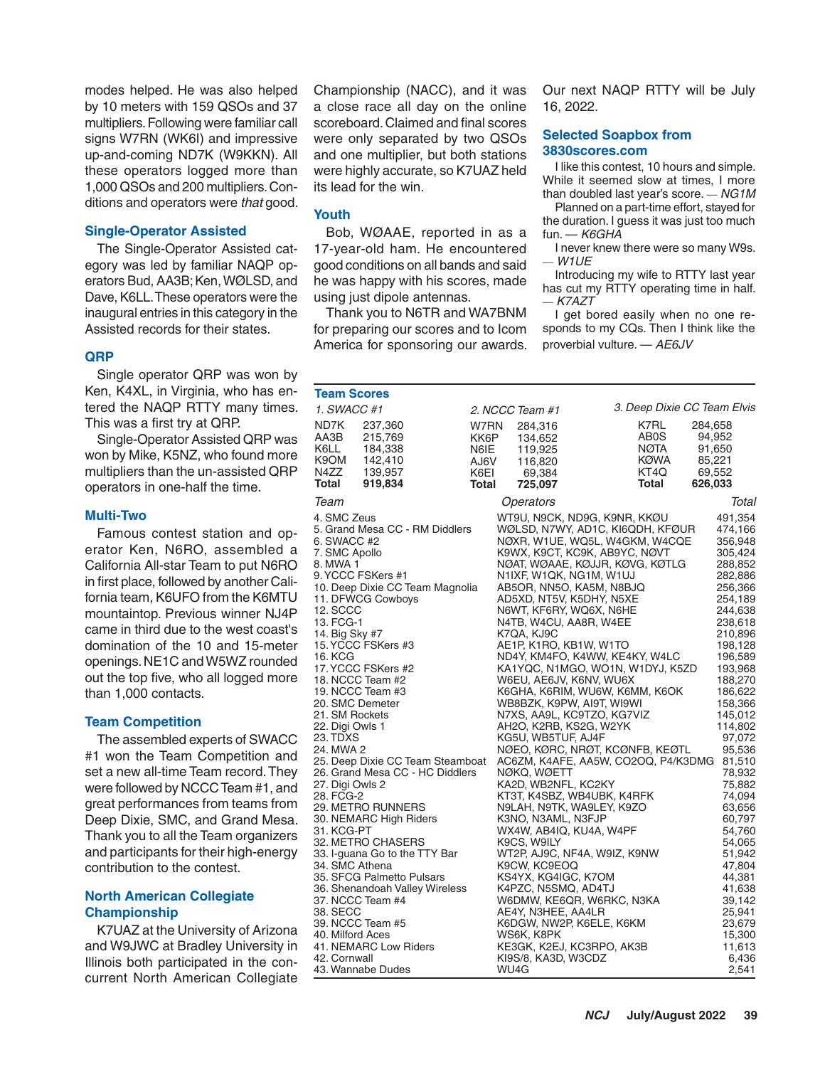modes helped. He was also helped by 10 meters with 159 QSOs and 37 multipliers. Following were familiar call signs W7RN (WK6I) and impressive up-and-coming ND7K (W9KKN). All these operators logged more than 1,000 QSOs and 200 multipliers. Conditions and operators were *that* good.

### Single-Operator Assisted

The Single-Operator Assisted category was led by familiar NAQP operators Bud, AA3B; Ken, WØLSD, and Dave, K6LL. These operators were the inaugural entries in this category in the Assisted records for their states.

### QRP

Single operator QRP was won by Ken, K4XL, in Virginia, who has entered the NAQP RTTY many times. This was a first try at QRP.

Single-Operator Assisted QRP was won by Mike, K5NZ, who found more multipliers than the un-assisted QRP operators in one-half the time.

### Multi-Two

Famous contest station and operator Ken, N6RO, assembled a California All-star Team to put N6RO in first place, followed by another California team, K6UFO from the K6MTU mountaintop. Previous winner NJ4P came in third due to the west coast's domination of the 10 and 15-meter openings. NE1C and W5WZ rounded out the top five, who all logged more than 1,000 contacts.

### Team Competition

The assembled experts of SWACC #1 won the Team Competition and set a new all-time Team record. They were followed by NCCC Team #1, and great performances from teams from Deep Dixie, SMC, and Grand Mesa. Thank you to all the Team organizers and participants for their high-energy contribution to the contest.

### North American Collegiate Championship

K7UAZ at the University of Arizona and W9JWC at Bradley University in Illinois both participated in the concurrent North American Collegiate Championship (NACC), and it was a close race all day on the online scoreboard. Claimed and final scores were only separated by two QSOs and one multiplier, but both stations were highly accurate, so K7UAZ held its lead for the win.

### Youth

Bob, WØAAE, reported in as a 17-year-old ham. He encountered good conditions on all bands and said he was happy with his scores, made using just dipole antennas.

Thank you to N6TR and WA7BNM for preparing our scores and to Icom America for sponsoring our awards.

Our next NAQP RTTY will be July 16, 2022.

### Selected Soapbox from 3830scores.com

I like this contest, 10 hours and simple. While it seemed slow at times, I more than doubled last year's score. — *NG1M*

Planned on a part-time effort, stayed for the duration. I guess it was just too much fun. — *K6GHA*

I never knew there were so many W9s. — *W1UE*

Introducing my wife to RTTY last year has cut my RTTY operating time in half. — *K7AZT*

I get bored easily when no one responds to my CQs. Then I think like the proverbial vulture. — *AE6JV*

### Team Scores

| *1. SWACC #1* | | *2. NCCC Team #1* | | *3. Deep Dixie CC Team Elvis* | |
|---|---|---|---|---|---|
| ND7K | 237,360 | W7RN | 284,316 | K7RL | 284,658 |
| AA3B | 215,769 | KK6P | 134,652 | AB0S | 94,952 |
| K6LL | 184,338 | N6IE | 119,925 | NØTA | 91,650 |
| K9OM | 142,410 | AJ6V | 116,820 | KØWA | 85,221 |
| N4ZZ | 139,957 | K6EI | 69,384 | KT4Q | 69,552 |
| **Total** | **919,834** | **Total** | **725,097** | **Total** | **626,033** |

| *Team* | *Operators* | *Total* |
|---|---|---|
| 4. SMC Zeus | WT9U, N9CK, ND9G, K9NR, KKØU | 491,354 |
| 5. Grand Mesa CC - RM Diddlers | WØLSD, N7WY, AD1C, KI6QDH, KFØUR | 474,166 |
| 6. SWACC #2 | NØXR, W1UE, WQ5L, W4GKM, W4CQE | 356,948 |
| 7. SMC Apollo | K9WX, K9CT, KC9K, AB9YC, NØVT | 305,424 |
| 8. MWA 1 | NØAT, WØAAE, KØJJR, KØVG, KØTLG | 288,852 |
| 9. YCCC FSKers #1 | N1IXF, W1QK, NG1M, W1UJ | 282,886 |
| 10. Deep Dixie CC Team Magnolia | AB5OR, NN5O, KA5M, N8BJQ | 256,366 |
| 11. DFWCG Cowboys | AD5XD, NT5V, K5DHY, N5XE | 254,189 |
| 12. SCCC | N6WT, KF6RY, WQ6X, N6HE | 244,638 |
| 13. FCG-1 | N4TB, W4CU, AA8R, W4EE | 238,618 |
| 14. Big Sky #7 | K7QA, KJ9C | 210,896 |
| 15. YCCC FSKers #3 | AE1P, K1RO, KB1W, W1TO | 198,128 |
| 16. KCG | ND4Y, KM4FO, K4WW, KE4KY, W4LC | 196,589 |
| 17. YCCC FSKers #2 | KA1YQC, N1MGO, WO1N, W1DYJ, K5ZD | 193,968 |
| 18. NCCC Team #2 | W6EU, AE6JV, K6NV, WU6X | 188,270 |
| 19. NCCC Team #3 | K6GHA, K6RIM, WU6W, K6MM, K6OK | 186,622 |
| 20. SMC Demeter | WB8BZK, K9PW, AI9T, WI9WI | 158,366 |
| 21. SM Rockets | N7XS, AA9L, KC9TZO, KG7VIZ | 145,012 |
| 22. Digi Owls 1 | AH2O, K2RB, KS2G, W2YK | 114,802 |
| 23. TDXS | KG5U, WB5TUF, AJ4F | 97,072 |
| 24. MWA 2 | NØEO, KØRC, NRØT, KCØNFB, KEØTL | 95,536 |
| 25. Deep Dixie CC Team Steamboat | AC6ZM, K4AFE, AA5W, CO2OQ, P4/K3DMG | 81,510 |
| 26. Grand Mesa CC - HC Diddlers | NØKQ, WØETT | 78,932 |
| 27. Digi Owls 2 | KA2D, WB2NFL, KC2KY | 75,882 |
| 28. FCG-2 | KT3T, K4SBZ, WB4UBK, K4RFK | 74,094 |
| 29. METRO RUNNERS | N9LAH, N9TK, WA9LEY, K9ZO | 63,656 |
| 30. NEMARC High Riders | K3NO, N3AML, N3FJP | 60,797 |
| 31. KCG-PT | WX4W, AB4IQ, KU4A, W4PF | 54,760 |
| 32. METRO CHASERS | K9CS, W9ILY | 54,065 |
| 33. I-guana Go to the TTY Bar | WT2P, AJ9C, NF4A, W9IZ, K9NW | 51,942 |
| 34. SMC Athena | K9CW, KC9EOQ | 47,804 |
| 35. SFCG Palmetto Pulsars | KS4YX, KG4IGC, K7OM | 44,381 |
| 36. Shenandoah Valley Wireless | K4PZC, N5SMQ, AD4TJ | 41,638 |
| 37. NCCC Team #4 | W6DMW, KE6QR, W6RKC, N3KA | 39,142 |
| 38. SECC | AE4Y, N3HEE, AA4LR | 25,941 |
| 39. NCCC Team #5 | K6DGW, NW2P, K6ELE, K6KM | 23,679 |
| 40. Milford Aces | WS6K, K8PK | 15,300 |
| 41. NEMARC Low Riders | KE3GK, K2EJ, KC3RPO, AK3B | 11,613 |
| 42. Cornwall | KI9S/8, KA3D, W3CDZ | 6,436 |
| 43. Wannabe Dudes | WU4G | 2,541 |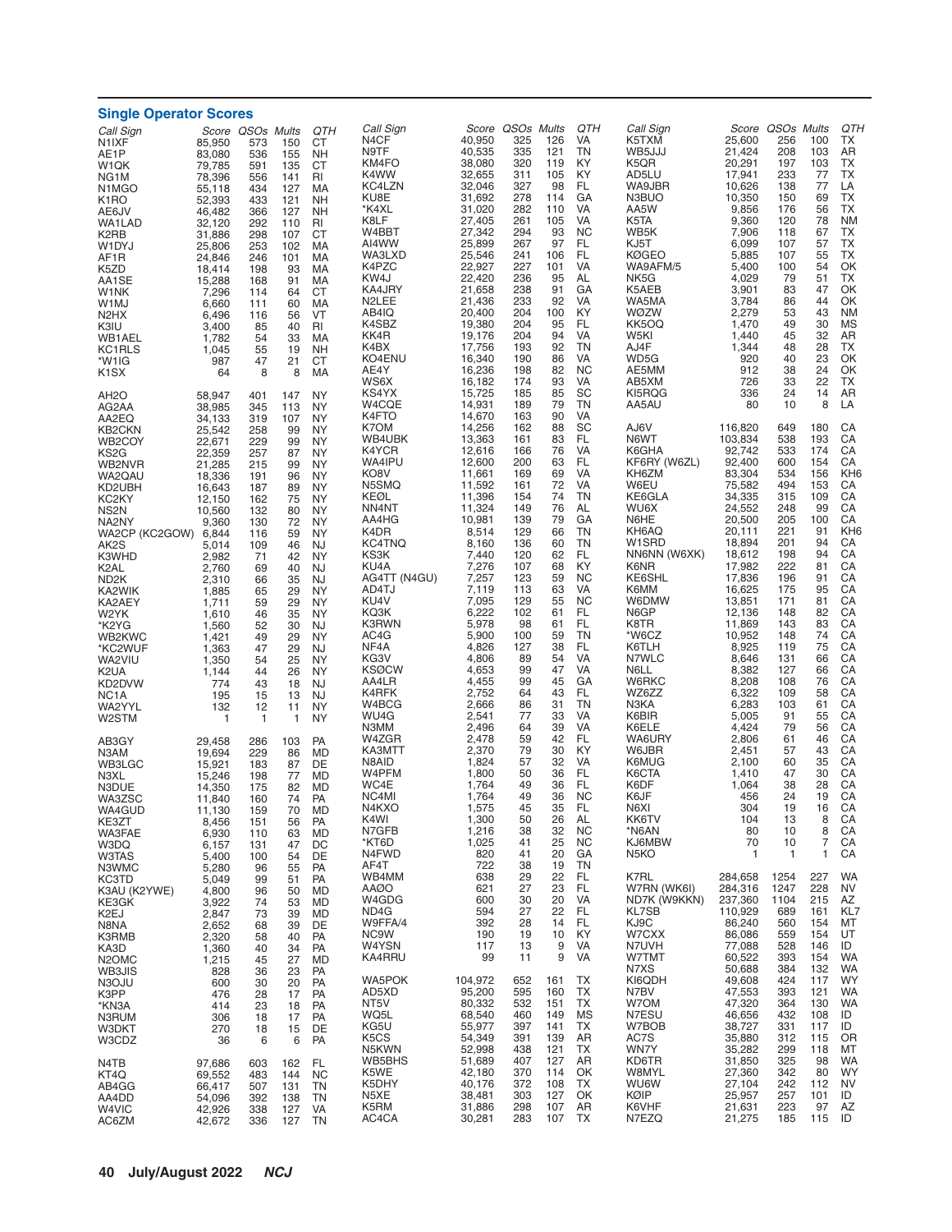## Single Operator Scores

| Call Sign | Score | QSOs | Mults | QTH |
|---|---|---|---|---|
| N1IXF | 85,950 | 573 | 150 | CT |
| AE1P | 83,080 | 536 | 155 | NH |
| W1QK | 79,785 | 591 | 135 | CT |
| NG1M | 78,396 | 556 | 141 | RI |
| N1MGO | 55,118 | 434 | 127 | MA |
| K1RO | 52,393 | 433 | 121 | NH |
| AE6JV | 46,482 | 366 | 127 | NH |
| WA1LAD | 32,120 | 292 | 110 | RI |
| K2RB | 31,886 | 298 | 107 | CT |
| W1DYJ | 25,806 | 253 | 102 | MA |
| AF1R | 24,846 | 246 | 101 | MA |
| K5ZD | 18,414 | 198 | 93 | MA |
| AA1SE | 15,288 | 168 | 91 | MA |
| W1NK | 7,296 | 114 | 64 | CT |
| W1MJ | 6,660 | 111 | 60 | MA |
| N2HX | 6,496 | 116 | 56 | VT |
| K3IU | 3,400 | 85 | 40 | RI |
| WB1AEL | 1,782 | 54 | 33 | MA |
| KC1RLS | 1,045 | 55 | 19 | NH |
| *W1IG | 987 | 47 | 21 | CT |
| K1SX | 64 | 8 | 8 | MA |
| | | | | |
| AH2O | 58,947 | 401 | 147 | NY |
| AG2AA | 38,985 | 345 | 113 | NY |
| AA2EQ | 34,133 | 319 | 107 | NY |
| KB2CKN | 25,542 | 258 | 99 | NY |
| WB2COY | 22,671 | 229 | 99 | NY |
| KS2G | 22,359 | 257 | 87 | NY |
| WB2NVR | 21,285 | 215 | 99 | NY |
| WA2QAU | 18,336 | 191 | 96 | NY |
| KD2UBH | 16,643 | 187 | 89 | NY |
| KC2KY | 12,150 | 162 | 75 | NY |
| NS2N | 10,560 | 132 | 80 | NY |
| NA2NY | 9,360 | 130 | 72 | NY |
| WA2CP (KC2GOW) | 6,844 | 116 | 59 | NY |
| AK2S | 5,014 | 109 | 46 | NJ |
| K3WHD | 2,982 | 71 | 42 | NY |
| K2AL | 2,760 | 69 | 40 | NJ |
| ND2K | 2,310 | 66 | 35 | NJ |
| KA2WIK | 1,885 | 65 | 29 | NY |
| KA2AEY | 1,711 | 59 | 29 | NY |
| W2YK | 1,610 | 46 | 35 | NY |
| *K2YG | 1,560 | 52 | 30 | NY |
| WB2KWC | 1,421 | 49 | 29 | NY |
| *KC2WUF | 1,363 | 47 | 29 | NJ |
| WA2VIU | 1,350 | 54 | 25 | NY |
| K2UA | 1,144 | 44 | 26 | NY |
| KD2DVW | 774 | 43 | 18 | NJ |
| NC1A | 195 | 15 | 13 | NJ |
| WA2YYL | 132 | 12 | 11 | NY |
| W2STM | 1 | 1 | 1 | NY |
| | | | | |
| AB3GY | 29,458 | 286 | 103 | PA |
| N3AM | 19,694 | 229 | 86 | MD |
| WB3LGC | 15,921 | 183 | 87 | DE |
| N3XL | 15,246 | 198 | 77 | MD |
| N3DUE | 14,350 | 175 | 82 | MD |
| WA3ZSC | 11,840 | 160 | 74 | PA |
| WA4GUD | 11,130 | 159 | 70 | MD |
| KE3ZT | 8,456 | 151 | 56 | PA |
| WA3FAE | 6,930 | 110 | 63 | MD |
| W3DQ | 6,157 | 131 | 47 | DC |
| W3TAS | 5,400 | 100 | 54 | DE |
| N3WMC | 5,280 | 96 | 55 | PA |
| KC3TD | 5,049 | 99 | 51 | PA |
| K3AU (K2YWE) | 4,800 | 96 | 50 | MD |
| KE3GK | 3,922 | 74 | 53 | MD |
| K2EJ | 2,847 | 73 | 39 | MD |
| N8NA | 2,652 | 68 | 39 | DE |
| K3RMB | 2,320 | 58 | 40 | PA |
| KA3D | 1,360 | 40 | 34 | PA |
| N2OMC | 1,215 | 45 | 27 | MD |
| WB3JIS | 828 | 36 | 23 | PA |
| N3OJU | 600 | 30 | 20 | PA |
| K3PP | 476 | 28 | 17 | PA |
| *KN3A | 414 | 23 | 18 | PA |
| N3RUM | 306 | 18 | 17 | PA |
| W3DKT | 270 | 18 | 15 | DE |
| W3CDZ | 36 | 6 | 6 | PA |
| | | | | |
| N4TB | 97,686 | 603 | 162 | FL |
| KT4Q | 69,552 | 483 | 144 | NC |
| AB4GG | 66,417 | 507 | 131 | TN |
| AA4DD | 54,096 | 392 | 138 | TN |
| W4VIC | 42,926 | 338 | 127 | VA |
| AC6ZM | 42,672 | 336 | 127 | TN |
| N4CF | 40,950 | 325 | 126 | VA |
| N9TF | 40,535 | 335 | 121 | TN |
| KM4FO | 38,080 | 320 | 119 | KY |
| K4WW | 32,655 | 311 | 105 | KY |
| KC4LZN | 32,046 | 327 | 98 | FL |
| KU8E | 31,692 | 278 | 114 | GA |
| *K4XL | 31,020 | 282 | 110 | VA |
| K8LF | 27,405 | 261 | 105 | VA |
| W4BBT | 27,342 | 294 | 93 | NC |
| AI4WW | 25,899 | 267 | 97 | FL |
| WA3LXD | 25,546 | 241 | 106 | FL |
| K4PZC | 22,927 | 227 | 101 | VA |
| KW4J | 22,420 | 236 | 95 | AL |
| KA4JRY | 21,658 | 238 | 91 | GA |
| N2LEE | 21,436 | 233 | 92 | VA |
| AB4IQ | 20,400 | 204 | 100 | KY |
| K4SBZ | 19,380 | 204 | 95 | FL |
| KK4R | 19,176 | 204 | 94 | VA |
| K4BX | 17,756 | 193 | 92 | TN |
| KO4ENU | 16,340 | 190 | 86 | VA |
| AE4Y | 16,236 | 198 | 82 | NC |
| WS6X | 16,182 | 174 | 93 | VA |
| KS4YX | 15,725 | 185 | 85 | SC |
| W4CQE | 14,931 | 189 | 79 | TN |
| K4FTO | 14,670 | 163 | 90 | VA |
| K7OM | 14,256 | 162 | 88 | SC |
| WB4UBK | 13,363 | 161 | 83 | FL |
| K4YCR | 12,616 | 166 | 76 | VA |
| WA4IPU | 12,600 | 200 | 63 | FL |
| KO8V | 11,661 | 169 | 69 | VA |
| N5SMQ | 11,592 | 161 | 72 | VA |
| KEØL | 11,396 | 154 | 74 | TN |
| NN4NT | 11,324 | 149 | 76 | AL |
| AA4HG | 10,981 | 139 | 79 | GA |
| K4DR | 8,514 | 129 | 66 | TN |
| KC4TNQ | 8,160 | 136 | 60 | TN |
| KS3K | 7,440 | 120 | 62 | FL |
| KU4A | 7,276 | 107 | 68 | KY |
| AG4TT (N4GU) | 7,257 | 123 | 59 | NC |
| AD4TJ | 7,119 | 113 | 63 | VA |
| KU4V | 7,095 | 129 | 55 | NC |
| KQ3K | 6,222 | 102 | 61 | FL |
| K3RWN | 5,978 | 98 | 61 | FL |
| AC4G | 5,900 | 100 | 59 | TN |
| NF4A | 4,826 | 127 | 38 | FL |
| KG3V | 4,806 | 89 | 54 | VA |
| KSØCW | 4,653 | 99 | 47 | VA |
| AA4LR | 4,455 | 99 | 45 | GA |
| K4RFK | 2,752 | 64 | 43 | FL |
| W4BCG | 2,666 | 86 | 31 | TN |
| WU4G | 2,541 | 77 | 33 | VA |
| N3MM | 2,496 | 64 | 39 | VA |
| W4ZGR | 2,478 | 59 | 42 | FL |
| KA3MTT | 2,370 | 79 | 30 | KY |
| N8AID | 1,824 | 57 | 32 | VA |
| W4PFM | 1,800 | 50 | 36 | FL |
| WC4E | 1,764 | 49 | 36 | FL |
| NC4MI | 1,764 | 49 | 36 | NC |
| N4KXO | 1,575 | 45 | 35 | FL |
| K4WI | 1,300 | 50 | 26 | AL |
| N7GFB | 1,216 | 38 | 32 | NC |
| *KT6D | 1,025 | 41 | 25 | NC |
| N4FWD | 820 | 41 | 20 | GA |
| AF4T | 722 | 38 | 19 | TN |
| WB4MM | 638 | 29 | 22 | FL |
| AAØO | 621 | 27 | 23 | FL |
| W4GDG | 600 | 30 | 20 | VA |
| ND4G | 594 | 27 | 22 | FL |
| W9FFA/4 | 392 | 28 | 14 | FL |
| NC9W | 190 | 19 | 10 | KY |
| W4YSN | 117 | 13 | 9 | VA |
| KA4RRU | 99 | 11 | 9 | VA |
| | | | | |
| WA5POK | 104,972 | 652 | 161 | TX |
| AD5XD | 95,200 | 595 | 160 | TX |
| NT5V | 80,332 | 532 | 151 | TX |
| WQ5L | 68,540 | 460 | 149 | MS |
| KG5U | 55,977 | 397 | 141 | TX |
| K5CS | 54,349 | 391 | 139 | AR |
| N5KWN | 52,998 | 438 | 121 | TX |
| WB5BHS | 51,689 | 407 | 127 | AR |
| K5WE | 42,180 | 370 | 114 | OK |
| K5DHY | 40,176 | 372 | 108 | TX |
| N5XE | 38,481 | 303 | 127 | OK |
| K5RM | 31,886 | 298 | 107 | AR |
| AC4CA | 30,281 | 283 | 107 | TX |
| K5TXM | 25,600 | 256 | 100 | TX |
| WB5JJJ | 21,424 | 208 | 103 | AR |
| K5QR | 20,291 | 197 | 103 | TX |
| AD5LU | 17,941 | 233 | 77 | TX |
| WA9JBR | 10,626 | 138 | 77 | LA |
| N3BUO | 10,350 | 150 | 69 | TX |
| AA5W | 9,856 | 176 | 56 | TX |
| K5TA | 9,360 | 120 | 78 | NM |
| WB5K | 7,906 | 118 | 67 | TX |
| KJ5T | 6,099 | 107 | 57 | TX |
| KØGEO | 5,885 | 107 | 55 | TX |
| WA9AFM/5 | 5,400 | 100 | 54 | OK |
| NK5G | 4,029 | 79 | 51 | TX |
| K5AEB | 3,901 | 83 | 47 | OK |
| WA5MA | 3,784 | 86 | 44 | OK |
| WØZW | 2,279 | 53 | 43 | NM |
| KK5OQ | 1,470 | 49 | 30 | MS |
| W5KI | 1,440 | 45 | 32 | AR |
| AJ4F | 1,344 | 48 | 28 | TX |
| WD5G | 920 | 40 | 23 | OK |
| AE5MM | 912 | 38 | 24 | OK |
| AB5XM | 726 | 33 | 22 | TX |
| KI5RQG | 336 | 24 | 14 | AR |
| AA5AU | 80 | 10 | 8 | LA |
| | | | | |
| AJ6V | 116,820 | 649 | 180 | CA |
| N6WT | 103,834 | 538 | 193 | CA |
| K6GHA | 92,742 | 533 | 174 | CA |
| KF6RY (W6ZL) | 92,400 | 600 | 154 | CA |
| KH6ZM | 83,304 | 534 | 156 | KH6 |
| W6EU | 75,582 | 494 | 153 | CA |
| KE6GLA | 34,335 | 315 | 109 | CA |
| WU6X | 24,552 | 248 | 99 | CA |
| N6HE | 20,500 | 205 | 100 | CA |
| KH6AQ | 20,111 | 221 | 91 | KH6 |
| W1SRD | 18,894 | 201 | 94 | CA |
| NN6NN (W6XK) | 18,612 | 198 | 94 | CA |
| K6NR | 17,982 | 222 | 81 | CA |
| KE6SHL | 17,836 | 196 | 91 | CA |
| K6MM | 16,625 | 175 | 95 | CA |
| W6DMW | 13,851 | 171 | 81 | CA |
| N6GP | 12,136 | 148 | 82 | CA |
| K8TR | 11,869 | 143 | 83 | CA |
| *W6CZ | 10,952 | 148 | 74 | CA |
| K6TLH | 8,925 | 119 | 75 | CA |
| N7WLC | 8,646 | 131 | 66 | CA |
| N6LL | 8,382 | 127 | 66 | CA |
| W6RKC | 8,208 | 108 | 76 | CA |
| WZ6ZZ | 6,322 | 109 | 58 | CA |
| N3KA | 6,283 | 103 | 61 | CA |
| K6BIR | 5,005 | 91 | 55 | CA |
| K6ELE | 4,424 | 79 | 56 | CA |
| WA6URY | 2,806 | 61 | 46 | CA |
| W6JBR | 2,451 | 57 | 43 | CA |
| K6MUG | 2,100 | 60 | 35 | CA |
| K6CTA | 1,410 | 47 | 30 | CA |
| K6DF | 1,064 | 38 | 28 | CA |
| K6JF | 456 | 24 | 19 | CA |
| N6XI | 304 | 19 | 16 | CA |
| KK6TV | 104 | 13 | 8 | CA |
| *N6AN | 80 | 10 | 8 | CA |
| KJ6MBW | 70 | 10 | 7 | CA |
| N5KO | 1 | 1 | 1 | CA |
| | | | | |
| K7RL | 284,658 | 1254 | 227 | WA |
| W7RN (WK6I) | 284,316 | 1247 | 228 | NV |
| ND7K (W9KKN) | 237,360 | 1104 | 215 | AZ |
| KL7SB | 110,929 | 689 | 161 | KL7 |
| KJ9C | 86,240 | 560 | 154 | MT |
| W7CXX | 86,086 | 559 | 154 | UT |
| N7UVH | 77,088 | 528 | 146 | ID |
| W7TMT | 60,522 | 393 | 154 | WA |
| N7XS | 50,688 | 384 | 132 | WA |
| KI6QDH | 49,608 | 424 | 117 | WY |
| N7BV | 47,553 | 393 | 121 | WA |
| W7OM | 47,320 | 364 | 130 | WA |
| N7ESU | 46,656 | 432 | 108 | ID |
| W7BOB | 38,727 | 331 | 117 | ID |
| AC7S | 35,880 | 312 | 115 | OR |
| WN7Y | 35,282 | 299 | 118 | MT |
| KD6TR | 31,850 | 325 | 98 | WA |
| W8MYL | 27,360 | 342 | 80 | WY |
| WU6W | 27,104 | 242 | 112 | NV |
| KØIP | 25,957 | 257 | 101 | ID |
| K6VHF | 21,631 | 223 | 97 | AZ |
| N7EZQ | 21,275 | 185 | 115 | ID |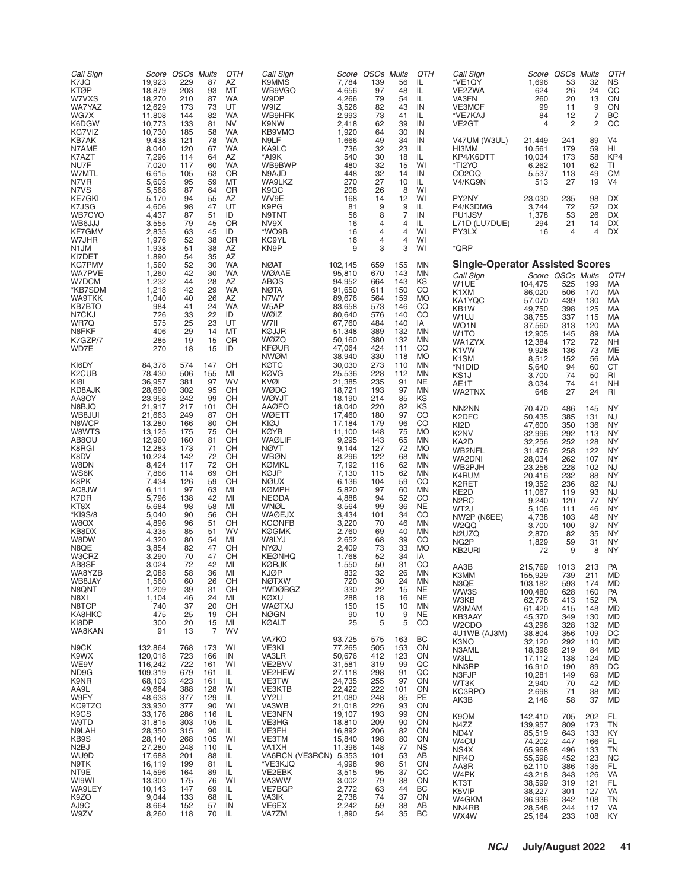| Call Sign | Score | QSOs | Mults | QTH |
|---|---|---|---|---|
| K7JQ | 19,923 | 229 | 87 | AZ |
| KTØP | 18,879 | 203 | 93 | MT |
| W7VXS | 18,270 | 210 | 87 | WA |
| WA7YAZ | 12,629 | 173 | 73 | UT |
| WG7X | 11,808 | 144 | 82 | WA |
| K6DGW | 10,773 | 133 | 81 | NV |
| KG7VIZ | 10,730 | 185 | 58 | WA |
| KB7AK | 9,438 | 121 | 78 | WA |
| N7AME | 8,040 | 120 | 67 | WA |
| K7AZT | 7,296 | 114 | 64 | AZ |
| NU7F | 7,020 | 117 | 60 | WA |
| W7MTL | 6,615 | 105 | 63 | OR |
| N7VR | 5,605 | 95 | 59 | MT |
| N7VS | 5,568 | 87 | 64 | OR |
| KE7GKI | 5,170 | 94 | 55 | AZ |
| K7JSG | 4,606 | 98 | 47 | UT |
| WB7CYO | 4,437 | 87 | 51 | ID |
| WB6JJJ | 3,555 | 79 | 45 | OR |
| KF7GMV | 2,835 | 63 | 45 | ID |
| W7JHR | 1,976 | 52 | 38 | OR |
| N1JM | 1,938 | 51 | 38 | AZ |
| KI7DET | 1,890 | 54 | 35 | AZ |
| KG7PMV | 1,560 | 52 | 30 | WA |
| WA7PVE | 1,260 | 42 | 30 | WA |
| W7DCM | 1,232 | 44 | 28 | AZ |
| *KB7SDM | 1,218 | 42 | 29 | WA |
| WA9TKK | 1,040 | 40 | 26 | AZ |
| KB7BTO | 984 | 41 | 24 | WA |
| N7CKJ | 726 | 33 | 22 | ID |
| WR7Q | 575 | 25 | 23 | UT |
| N8FKF | 406 | 29 | 14 | MT |
| K7GZP/7 | 285 | 19 | 15 | OR |
| WD7E | 270 | 18 | 15 | ID |
| | | | | |
| KI6DY | 84,378 | 574 | 147 | OH |
| K2CUB | 78,430 | 506 | 155 | MI |
| KI8I | 36,957 | 381 | 97 | WV |
| KD8AJK | 28,690 | 302 | 95 | OH |
| AA8OY | 23,958 | 242 | 99 | OH |
| N8BJQ | 21,917 | 217 | 101 | OH |
| WB8JUI | 21,663 | 249 | 87 | OH |
| N8WCP | 13,280 | 166 | 80 | OH |
| W8WTS | 13,125 | 175 | 75 | OH |
| AB8OU | 12,960 | 160 | 81 | OH |
| K8RGI | 12,283 | 173 | 71 | OH |
| K8DV | 10,224 | 142 | 72 | OH |
| W8DN | 8,424 | 117 | 72 | OH |
| WS6K | 7,866 | 114 | 69 | OH |
| K8PK | 7,434 | 126 | 59 | OH |
| AC8JW | 6,111 | 97 | 63 | MI |
| K7DR | 5,796 | 138 | 42 | MI |
| KT8X | 5,684 | 98 | 58 | MI |
| *KI9S/8 | 5,040 | 90 | 56 | OH |
| W8OX | 4,896 | 96 | 51 | OH |
| KB8DX | 4,335 | 85 | 51 | WV |
| W8DW | 4,320 | 80 | 54 | MI |
| N8QE | 3,854 | 82 | 47 | OH |
| W3CRZ | 3,290 | 70 | 47 | OH |
| AB8SF | 3,024 | 72 | 42 | MI |
| WA8YZB | 2,088 | 58 | 36 | MI |
| WB8JAY | 1,560 | 60 | 26 | OH |
| N8QNT | 1,209 | 39 | 31 | OH |
| N8XI | 1,104 | 46 | 24 | MI |
| N8TCP | 740 | 37 | 20 | OH |
| KA8HKC | 475 | 25 | 19 | OH |
| KI8DP | 300 | 20 | 15 | MI |
| WA8KAN | 91 | 13 | 7 | WV |
| | | | | |
| N9CK | 132,864 | 768 | 173 | WI |
| K9WX | 120,018 | 723 | 166 | IN |
| WE9V | 116,242 | 722 | 161 | WI |
| ND9G | 109,319 | 679 | 161 | IL |
| K9NR | 68,103 | 423 | 161 | IL |
| AA9L | 49,664 | 388 | 128 | WI |
| W9FY | 48,633 | 377 | 129 | IL |
| KC9TZO | 33,930 | 377 | 90 | WI |
| K9CS | 33,176 | 286 | 116 | IL |
| W9TD | 31,815 | 303 | 105 | IL |
| N9LAH | 28,350 | 315 | 90 | IL |
| KB9S | 28,140 | 268 | 105 | WI |
| N2BJ | 27,280 | 248 | 110 | IL |
| WU9D | 17,688 | 201 | 88 | IL |
| N9TK | 16,119 | 199 | 81 | IL |
| NT9E | 14,596 | 164 | 89 | IL |
| WI9WI | 13,300 | 175 | 76 | WI |
| WA9LEY | 10,143 | 147 | 69 | IL |
| K9ZO | 9,044 | 133 | 68 | IL |
| AJ9C | 8,664 | 152 | 57 | IN |
| W9ZV | 8,260 | 118 | 70 | IL |

| Call Sign | Score | QSOs | Mults | QTH |
|---|---|---|---|---|
| K9MMS | 7,784 | 139 | 56 | IL |
| WB9VGO | 4,656 | 97 | 48 | IL |
| W9DP | 4,266 | 79 | 54 | IL |
| W9IZ | 3,526 | 82 | 43 | IN |
| WB9HFK | 2,993 | 73 | 41 | IL |
| K9NW | 2,418 | 62 | 39 | IN |
| KB9VMO | 1,920 | 64 | 30 | IN |
| N9LF | 1,666 | 49 | 34 | IN |
| KA9LC | 736 | 32 | 23 | IL |
| *AI9K | 540 | 30 | 18 | IL |
| WB9BWP | 480 | 32 | 15 | WI |
| N9AJD | 448 | 32 | 14 | IN |
| WA9LKZ | 270 | 27 | 10 | IL |
| K9QC | 208 | 26 | 8 | WI |
| WV9E | 168 | 14 | 12 | WI |
| K9PG | 81 | 9 | 9 | IL |
| N9TNT | 56 | 8 | 7 | IN |
| NV9X | 16 | 4 | 4 | IL |
| *WO9B | 16 | 4 | 4 | WI |
| KC9YL | 16 | 4 | 4 | WI |
| KN9P | 9 | 3 | 3 | WI |
| | | | | |
| NØAT | 102,145 | 659 | 155 | MN |
| WØAAE | 95,810 | 670 | 143 | MN |
| ABØS | 94,952 | 664 | 143 | KS |
| NØTA | 91,650 | 611 | 150 | CO |
| N7WY | 89,676 | 564 | 159 | MO |
| W5AP | 83,658 | 573 | 146 | CO |
| WØIZ | 80,640 | 576 | 140 | CO |
| W7II | 67,760 | 484 | 140 | IA |
| KØJJR | 51,348 | 389 | 132 | MN |
| WØZQ | 50,160 | 380 | 132 | MN |
| KFØUR | 47,064 | 424 | 111 | CO |
| NWØM | 38,940 | 330 | 118 | MO |
| KØTC | 30,030 | 273 | 110 | MN |
| KØVG | 25,536 | 228 | 112 | MN |
| KVØI | 21,385 | 235 | 91 | NE |
| WØDC | 18,721 | 193 | 97 | MN |
| WØYJT | 18,190 | 214 | 85 | KS |
| AAØFO | 18,040 | 220 | 82 | KS |
| WØETT | 17,460 | 180 | 97 | CO |
| KIØJ | 17,184 | 179 | 96 | CO |
| KØYB | 11,100 | 148 | 75 | MO |
| WAØLIF | 9,295 | 143 | 65 | MN |
| NØVT | 9,144 | 127 | 72 | MO |
| WBØN | 8,296 | 122 | 68 | MN |
| KØMKL | 7,192 | 116 | 62 | MN |
| KØJP | 7,130 | 115 | 62 | MN |
| NØUX | 6,136 | 104 | 59 | CO |
| KØMPH | 5,820 | 97 | 60 | MN |
| NEØDA | 4,888 | 94 | 52 | CO |
| WNØL | 3,564 | 99 | 36 | NE |
| WAØEJX | 3,434 | 101 | 34 | CO |
| KCØNFB | 3,220 | 70 | 46 | MN |
| KØGMK | 2,760 | 69 | 40 | MN |
| W8LYJ | 2,652 | 68 | 39 | CO |
| NYØJ | 2,409 | 73 | 33 | MO |
| KEØNHQ | 1,768 | 52 | 34 | IA |
| KØRJK | 1,550 | 50 | 31 | CO |
| KJØP | 832 | 32 | 26 | MN |
| NØTXW | 720 | 30 | 24 | MN |
| *WDØBGZ | 330 | 22 | 15 | NE |
| KØXU | 288 | 18 | 16 | NE |
| WAØTXJ | 150 | 15 | 10 | MN |
| NØGN | 90 | 10 | 9 | NE |
| KØALT | 25 | 5 | 5 | CO |
| | | | | |
| VA7KO | 93,725 | 575 | 163 | BC |
| VE3KI | 77,265 | 505 | 153 | ON |
| VA3LR | 50,676 | 412 | 123 | ON |
| VE2BVV | 31,581 | 319 | 99 | QC |
| VE2HEW | 27,118 | 298 | 91 | QC |
| VE3TW | 24,735 | 255 | 97 | ON |
| VE3KTB | 22,422 | 222 | 101 | ON |
| VY2LI | 21,080 | 248 | 85 | PE |
| VA3WB | 21,018 | 226 | 93 | ON |
| VE3NFN | 19,107 | 193 | 99 | ON |
| VE3HG | 18,810 | 209 | 90 | ON |
| VE3FH | 16,892 | 206 | 82 | ON |
| VE3TM | 15,840 | 198 | 80 | ON |
| VA1XH | 11,396 | 148 | 77 | NS |
| VA6RCN (VE3RCN) | 5,353 | 101 | 53 | AB |
| *VE3KJQ | 4,998 | 98 | 51 | ON |
| VE2EBK | 3,515 | 95 | 37 | QC |
| VA3WW | 3,002 | 79 | 38 | ON |
| VE7BGP | 2,772 | 63 | 44 | BC |
| VA3IK | 2,738 | 74 | 37 | ON |
| VE6EX | 2,242 | 59 | 38 | AB |
| VA7ZM | 1,890 | 54 | 35 | BC |

| Call Sign | Score | QSOs | Mults | QTH |
|---|---|---|---|---|
| *VE1QY | 1,696 | 53 | 32 | NS |
| VE2ZWA | 624 | 26 | 24 | QC |
| VA3FN | 260 | 20 | 13 | ON |
| VE3MCF | 99 | 11 | 9 | ON |
| *VE7KAJ | 84 | 12 | 7 | BC |
| VE2GT | 4 | 2 | 2 | QC |
| | | | | |
| V47UM (W3UL) | 21,449 | 241 | 89 | V4 |
| HI3MM | 10,561 | 179 | 59 | HI |
| KP4/K6DTT | 10,034 | 173 | 58 | KP4 |
| *TI2YO | 6,262 | 101 | 62 | TI |
| CO2OQ | 5,537 | 113 | 49 | CM |
| V4/KG9N | 513 | 27 | 19 | V4 |
| | | | | |
| PY2NY | 23,030 | 235 | 98 | DX |
| P4/K3DMG | 3,744 | 72 | 52 | DX |
| PU1JSV | 1,378 | 53 | 26 | DX |
| L71D (LU7DUE) | 294 | 21 | 14 | DX |
| PY3LX | 16 | 4 | 4 | DX |

*QRP

## Single-Operator Assisted Scores

| Call Sign | Score | QSOs | Mults | QTH |
|---|---|---|---|---|
| W1UE | 104,475 | 525 | 199 | MA |
| K1XM | 86,020 | 506 | 170 | MA |
| KA1YQC | 57,070 | 439 | 130 | MA |
| KB1W | 49,750 | 398 | 125 | MA |
| W1UJ | 38,755 | 337 | 115 | MA |
| WO1N | 37,560 | 313 | 120 | MA |
| W1TO | 12,905 | 145 | 89 | MA |
| WA1ZYX | 12,384 | 172 | 72 | NH |
| K1VW | 9,928 | 136 | 73 | ME |
| K1SM | 8,512 | 152 | 56 | MA |
| *N1DID | 5,640 | 94 | 60 | CT |
| KS1J | 3,700 | 74 | 50 | RI |
| AE1T | 3,034 | 74 | 41 | NH |
| WA2TNX | 648 | 27 | 24 | RI |
| | | | | |
| NN2NN | 70,470 | 486 | 145 | NY |
| K2DFC | 50,435 | 385 | 131 | NJ |
| KI2D | 47,600 | 350 | 136 | NY |
| K2NV | 32,996 | 292 | 113 | NY |
| KA2D | 32,256 | 252 | 128 | NY |
| WB2NFL | 31,476 | 258 | 122 | NY |
| WA2DNI | 28,034 | 262 | 107 | NY |
| WB2PJH | 23,256 | 228 | 102 | NJ |
| K4RUM | 20,416 | 232 | 88 | NY |
| K2RET | 19,352 | 236 | 82 | NJ |
| KE2D | 11,067 | 119 | 93 | NJ |
| N2RC | 9,240 | 120 | 77 | NY |
| WT2J | 5,106 | 111 | 46 | NY |
| NW2P (N6EE) | 4,738 | 103 | 46 | NY |
| W2QQ | 3,700 | 100 | 37 | NY |
| N2UZQ | 2,870 | 82 | 35 | NY |
| NG2P | 1,829 | 59 | 31 | NY |
| KB2URI | 72 | 9 | 8 | NY |
| | | | | |
| AA3B | 215,769 | 1013 | 213 | PA |
| K3MM | 155,929 | 739 | 211 | MD |
| N3QE | 103,182 | 593 | 174 | MD |
| WW3S | 100,480 | 628 | 160 | PA |
| W3KB | 62,776 | 413 | 152 | PA |
| W3MAM | 61,420 | 415 | 148 | MD |
| KB3AAY | 45,370 | 349 | 130 | MD |
| W2CDO | 43,296 | 328 | 132 | MD |
| 4U1WB (AJ3M) | 38,804 | 356 | 109 | DC |
| K3NO | 32,120 | 292 | 110 | MD |
| N3AML | 18,396 | 219 | 84 | MD |
| W3LL | 17,112 | 138 | 124 | MD |
| NN3RP | 16,910 | 190 | 89 | DC |
| N3FJP | 10,281 | 149 | 69 | MD |
| WT3K | 2,940 | 70 | 42 | MD |
| KC3RPO | 2,698 | 71 | 38 | MD |
| AK3B | 2,146 | 58 | 37 | MD |
| | | | | |
| K9OM | 142,410 | 705 | 202 | FL |
| N4ZZ | 139,957 | 809 | 173 | TN |
| ND4Y | 85,519 | 643 | 133 | KY |
| W4CU | 74,202 | 447 | 166 | FL |
| NS4X | 65,968 | 496 | 133 | TN |
| NR4O | 55,596 | 452 | 123 | NC |
| AA8R | 52,110 | 386 | 135 | FL |
| W4PK | 43,218 | 343 | 126 | VA |
| KT3T | 38,599 | 319 | 121 | FL |
| K5VIP | 38,227 | 301 | 127 | VA |
| W4GKM | 36,936 | 342 | 108 | TN |
| NN4RB | 28,548 | 244 | 117 | VA |
| WX4W | 25,164 | 233 | 108 | KY |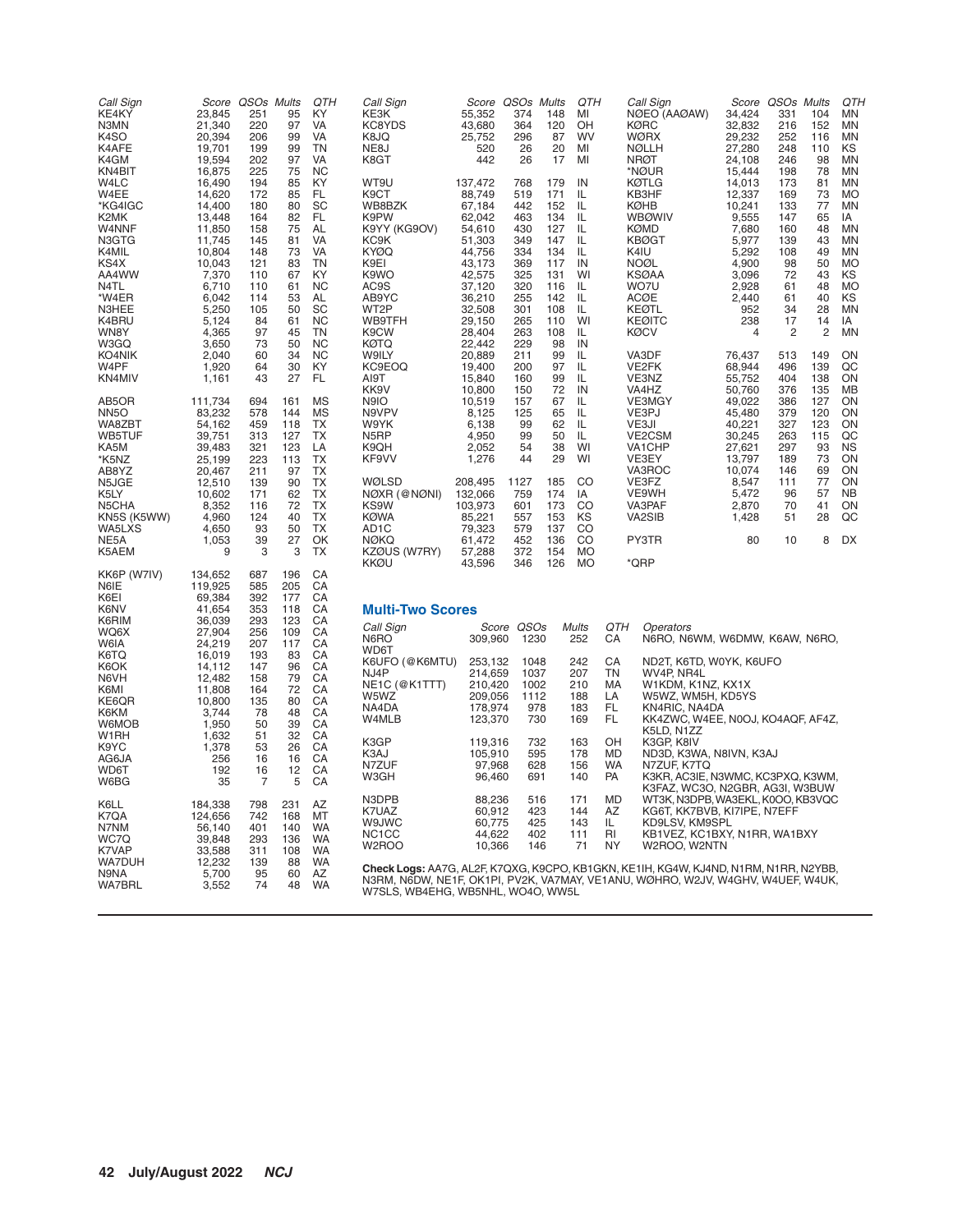| Call Sign | Score | QSOs | Mults | QTH |
|---|---|---|---|---|
| KE4KY | 23,845 | 251 | 95 | KY |
| N3MN | 21,340 | 220 | 97 | VA |
| K4SO | 20,394 | 206 | 99 | VA |
| K4AFE | 19,701 | 199 | 99 | TN |
| K4GM | 19,594 | 202 | 97 | VA |
| KN4BIT | 16,875 | 225 | 75 | NC |
| W4LC | 16,490 | 194 | 85 | KY |
| W4EE | 14,620 | 172 | 85 | FL |
| *KG4IGC | 14,400 | 180 | 80 | SC |
| K2MK | 13,448 | 164 | 82 | FL |
| W4NNF | 11,850 | 158 | 75 | AL |
| N3GTG | 11,745 | 145 | 81 | VA |
| K4MIL | 10,804 | 148 | 73 | VA |
| KS4X | 10,043 | 121 | 83 | TN |
| AA4WW | 7,370 | 110 | 67 | KY |
| N4TL | 6,710 | 110 | 61 | NC |
| *W4ER | 6,042 | 114 | 53 | AL |
| N3HEE | 5,250 | 105 | 50 | SC |
| K4BRU | 5,124 | 84 | 61 | NC |
| WN8Y | 4,365 | 97 | 45 | TN |
| W3GQ | 3,650 | 73 | 50 | NC |
| KO4NIK | 2,040 | 60 | 34 | NC |
| W4PF | 1,920 | 64 | 30 | KY |
| KN4MIV | 1,161 | 43 | 27 | FL |
| | | | | |
| AB5OR | 111,734 | 694 | 161 | MS |
| NN5O | 83,232 | 578 | 144 | MS |
| WA8ZBT | 54,162 | 459 | 118 | TX |
| WB5TUF | 39,751 | 313 | 127 | TX |
| KA5M | 39,483 | 321 | 123 | LA |
| *K5NZ | 25,199 | 223 | 113 | TX |
| AB8YZ | 20,467 | 211 | 97 | TX |
| N5JGE | 12,510 | 139 | 90 | TX |
| K5LY | 10,602 | 171 | 62 | TX |
| N5CHA | 8,352 | 116 | 72 | TX |
| KN5S (K5WW) | 4,960 | 124 | 40 | TX |
| WA5LXS | 4,650 | 93 | 50 | TX |
| NE5A | 1,053 | 39 | 27 | OK |
| K5AEM | 9 | 3 | 3 | TX |
| | | | | |
| KK6P (W7IV) | 134,652 | 687 | 196 | CA |
| N6IE | 119,925 | 585 | 205 | CA |
| K6EI | 69,384 | 392 | 177 | CA |
| K6NV | 41,654 | 353 | 118 | CA |
| K6RIM | 36,039 | 293 | 123 | CA |
| WQ6X | 27,904 | 256 | 109 | CA |
| W6IA | 24,219 | 207 | 117 | CA |
| K6TQ | 16,019 | 193 | 83 | CA |
| K6OK | 14,112 | 147 | 96 | CA |
| N6VH | 12,482 | 158 | 79 | CA |
| K6MI | 11,808 | 164 | 72 | CA |
| KE6QR | 10,800 | 135 | 80 | CA |
| K6KM | 3,744 | 78 | 48 | CA |
| W6MOB | 1,950 | 50 | 39 | CA |
| W1RH | 1,632 | 51 | 32 | CA |
| K9YC | 1,378 | 53 | 26 | CA |
| AG6JA | 256 | 16 | 16 | CA |
| WD6T | 192 | 16 | 12 | CA |
| W6BG | 35 | 7 | 5 | CA |
| | | | | |
| K6LL | 184,338 | 798 | 231 | AZ |
| K7QA | 124,656 | 742 | 168 | MT |
| N7NM | 56,140 | 401 | 140 | WA |
| WC7Q | 39,848 | 293 | 136 | WA |
| K7VAP | 33,588 | 311 | 108 | WA |
| WA7DUH | 12,232 | 139 | 88 | WA |
| N9NA | 5,700 | 95 | 60 | AZ |
| WA7BRL | 3,552 | 74 | 48 | WA |

| Call Sign | Score | QSOs | Mults | QTH |
|---|---|---|---|---|
| KE3K | 55,352 | 374 | 148 | MI |
| KC8YDS | 43,680 | 364 | 120 | OH |
| K8JQ | 25,752 | 296 | 87 | WV |
| NE8J | 520 | 26 | 20 | MI |
| K8GT | 442 | 26 | 17 | MI |
| | | | | |
| WT9U | 137,472 | 768 | 179 | IN |
| K9CT | 88,749 | 519 | 171 | IL |
| WB8BZK | 67,184 | 442 | 152 | IL |
| K9PW | 62,042 | 463 | 134 | IL |
| K9YY (KG9OV) | 54,610 | 430 | 127 | IL |
| KC9K | 51,303 | 349 | 147 | IL |
| KYØQ | 44,756 | 334 | 134 | IL |
| K9EI | 43,173 | 369 | 117 | IN |
| K9WO | 42,575 | 325 | 131 | WI |
| AC9S | 37,120 | 320 | 116 | IL |
| AB9YC | 36,210 | 255 | 142 | IL |
| WT2P | 32,508 | 301 | 108 | IL |
| WB9TFH | 29,150 | 265 | 110 | WI |
| K9CW | 28,404 | 263 | 108 | IL |
| KØTQ | 22,442 | 229 | 98 | IN |
| W9ILY | 20,889 | 211 | 99 | IL |
| KC9EOQ | 19,400 | 200 | 97 | IL |
| AI9T | 15,840 | 160 | 99 | IL |
| KK9V | 10,800 | 150 | 72 | IN |
| N9IO | 10,519 | 157 | 67 | IL |
| N9VPV | 8,125 | 125 | 65 | IL |
| W9YK | 6,138 | 99 | 62 | IL |
| N5RP | 4,950 | 99 | 50 | IL |
| K9QH | 2,052 | 54 | 38 | WI |
| KF9VV | 1,276 | 44 | 29 | WI |
| | | | | |
| WØLSD | 208,495 | 1127 | 185 | CO |
| NØXR (@NØNI) | 132,066 | 759 | 174 | IA |
| KS9W | 103,973 | 601 | 173 | CO |
| KØWA | 85,221 | 557 | 153 | KS |
| AD1C | 79,323 | 579 | 137 | CO |
| NØKQ | 61,472 | 452 | 136 | CO |
| KZØUS (W7RY) | 57,288 | 372 | 154 | MO |
| KKØU | 43,596 | 346 | 126 | MO |

| Call Sign | Score | QSOs | Mults | QTH |
|---|---|---|---|---|
| NØEO (AAØAW) | 34,424 | 331 | 104 | MN |
| KØRC | 32,832 | 216 | 152 | MN |
| WØRX | 29,232 | 252 | 116 | MN |
| NØLLH | 27,280 | 248 | 110 | KS |
| NRØT | 24,108 | 246 | 98 | MN |
| *NØUR | 15,444 | 198 | 78 | MN |
| KØTLG | 14,013 | 173 | 81 | MN |
| KB3HF | 12,337 | 169 | 73 | MO |
| KØHB | 10,241 | 133 | 77 | MN |
| WBØWIV | 9,555 | 147 | 65 | IA |
| KØMD | 7,680 | 160 | 48 | MN |
| KBØGT | 5,977 | 139 | 43 | MN |
| K4IU | 5,292 | 108 | 49 | MN |
| NOØL | 4,900 | 98 | 50 | MO |
| KSØAA | 3,096 | 72 | 43 | KS |
| WO7U | 2,928 | 61 | 48 | MO |
| ACØE | 2,440 | 61 | 40 | KS |
| KEØTL | 952 | 34 | 28 | MN |
| KEØITC | 238 | 17 | 14 | IA |
| KØCV | 4 | 2 | 2 | MN |
| | | | | |
| VA3DF | 76,437 | 513 | 149 | ON |
| VE2FK | 68,944 | 496 | 139 | QC |
| VE3NZ | 55,752 | 404 | 138 | ON |
| VA4HZ | 50,760 | 376 | 135 | MB |
| VE3MGY | 49,022 | 386 | 127 | ON |
| VE3PJ | 45,480 | 379 | 120 | ON |
| VE3JI | 40,221 | 327 | 123 | ON |
| VE2CSM | 30,245 | 263 | 115 | QC |
| VA1CHP | 27,621 | 297 | 93 | NS |
| VE3EY | 13,797 | 189 | 73 | ON |
| VA3ROC | 10,074 | 146 | 69 | ON |
| VE3FZ | 8,547 | 111 | 77 | ON |
| VE9WH | 5,472 | 96 | 57 | NB |
| VA3PAF | 2,870 | 70 | 41 | ON |
| VA2SIB | 1,428 | 51 | 28 | QC |
| | | | | |
| PY3TR | 80 | 10 | 8 | DX |

*QRP

## Multi-Two Scores

| Call Sign | Score | QSOs | Mults | QTH | Operators |
|---|---|---|---|---|---|
| N6RO WD6T | 309,960 | 1230 | 252 | CA | N6RO, N6WM, W6DMW, K6AW, N6RO, |
| K6UFO (@K6MTU) | 253,132 | 1048 | 242 | CA | ND2T, K6TD, W0YK, K6UFO |
| NJ4P | 214,659 | 1037 | 207 | TN | WV4P, NR4L |
| NE1C (@K1TTT) | 210,420 | 1002 | 210 | MA | W1KDM, K1NZ, KX1X |
| W5WZ | 209,056 | 1112 | 188 | LA | W5WZ, WM5H, KD5YS |
| NA4DA | 178,974 | 978 | 183 | FL | KN4RIC, NA4DA |
| W4MLB | 123,370 | 730 | 169 | FL | KK4ZWC, W4EE, N0OJ, KO4AQF, AF4Z, K5LD, N1ZZ |
| K3GP | 119,316 | 732 | 163 | OH | K3GP, K8IV |
| K3AJ | 105,910 | 595 | 178 | MD | ND3D, K3WA, N8IVN, K3AJ |
| N7ZUF | 97,968 | 628 | 156 | WA | N7ZUF, K7TQ |
| W3GH | 96,460 | 691 | 140 | PA | K3KR, AC3IE, N3WMC, KC3PXQ, K3WM, K3FAZ, WC3O, N2GBR, AG3I, W3BUW |
| N3DPB | 88,236 | 516 | 171 | MD | WT3K, N3DPB, WA3EKL, K0OO, KB3VQC |
| K7UAZ | 60,912 | 423 | 144 | AZ | KG6T, KK7BVB, KI7IPE, N7EFF |
| W9JWC | 60,775 | 425 | 143 | IL | KD9LSV, KM9SPL |
| NC1CC | 44,622 | 402 | 111 | RI | KB1VEZ, KC1BXY, N1RR, WA1BXY |
| W2ROO | 10,366 | 146 | 71 | NY | W2ROO, W2NTN |

**Check Logs:** AA7G, AL2F, K7QXG, K9CPO, KB1GKN, KE1IH, KG4W, KJ4ND, N1RM, N1RR, N2YBB, N3RM, N6DW, NE1F, OK1PI, PV2K, VA7MAY, VE1ANU, WØHRO, W2JV, W4GHV, W4UEF, W4UK, W7SLS, WB4EHG, WB5NHL, WO4O, WW5L